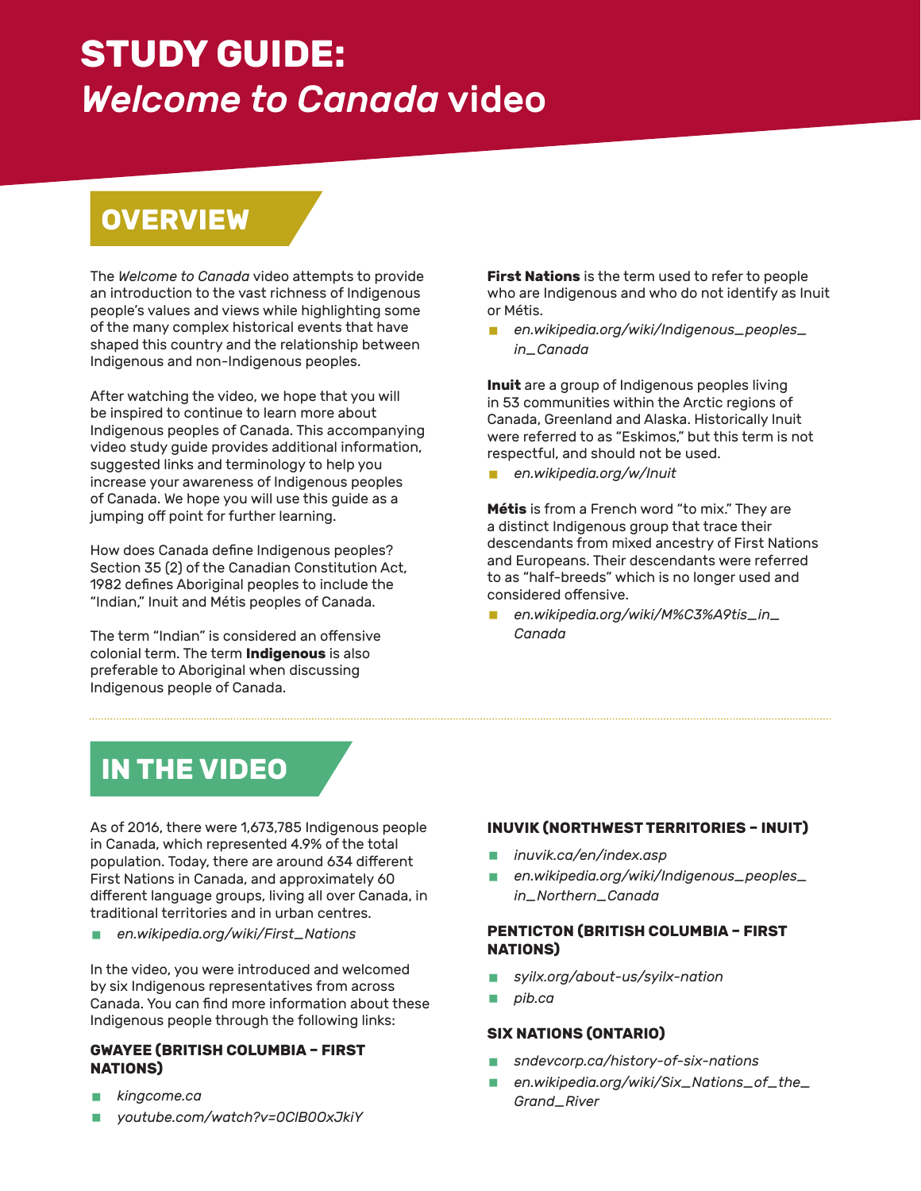# STUDY GUIDE: *Welcome to Canada* video

## OVERVIEW

The *Welcome to Canada* video attempts to provide an introduction to the vast richness of Indigenous people's values and views while highlighting some of the many complex historical events that have shaped this country and the relationship between Indigenous and non-Indigenous peoples.

After watching the video, we hope that you will be inspired to continue to learn more about Indigenous peoples of Canada. This accompanying video study guide provides additional information, suggested links and terminology to help you increase your awareness of Indigenous peoples of Canada. We hope you will use this guide as a jumping off point for further learning.

How does Canada define Indigenous peoples? Section 35 (2) of the Canadian Constitution Act, 1982 defines Aboriginal peoples to include the "Indian," Inuit and Métis peoples of Canada.

The term "Indian" is considered an offensive colonial term. The term **Indigenous** is also preferable to Aboriginal when discussing Indigenous people of Canada.

**First Nations** is the term used to refer to people who are Indigenous and who do not identify as Inuit or Métis.

- *en.wikipedia.org/wiki/Indigenous_peoples_in_Canada*

**Inuit** are a group of Indigenous peoples living in 53 communities within the Arctic regions of Canada, Greenland and Alaska. Historically Inuit were referred to as "Eskimos," but this term is not respectful, and should not be used.

- *en.wikipedia.org/w/Inuit*

**Métis** is from a French word "to mix." They are a distinct Indigenous group that trace their descendants from mixed ancestry of First Nations and Europeans. Their descendants were referred to as "half-breeds" which is no longer used and considered offensive.

- *en.wikipedia.org/wiki/M%C3%A9tis_in_Canada*

## IN THE VIDEO

As of 2016, there were 1,673,785 Indigenous people in Canada, which represented 4.9% of the total population. Today, there are around 634 different First Nations in Canada, and approximately 60 different language groups, living all over Canada, in traditional territories and in urban centres.

- *en.wikipedia.org/wiki/First_Nations*

In the video, you were introduced and welcomed by six Indigenous representatives from across Canada. You can find more information about these Indigenous people through the following links:

### GWAYEE (BRITISH COLUMBIA – FIRST NATIONS)

- *kingcome.ca*
- *youtube.com/watch?v=OCIBOOxJkiY*

### INUVIK (NORTHWEST TERRITORIES – INUIT)

- *inuvik.ca/en/index.asp*
- *en.wikipedia.org/wiki/Indigenous_peoples_in_Northern_Canada*

### PENTICTON (BRITISH COLUMBIA – FIRST NATIONS)

- *syilx.org/about-us/syilx-nation*
- *pib.ca*

### SIX NATIONS (ONTARIO)

- *sndevcorp.ca/history-of-six-nations*
- *en.wikipedia.org/wiki/Six_Nations_of_the_Grand_River*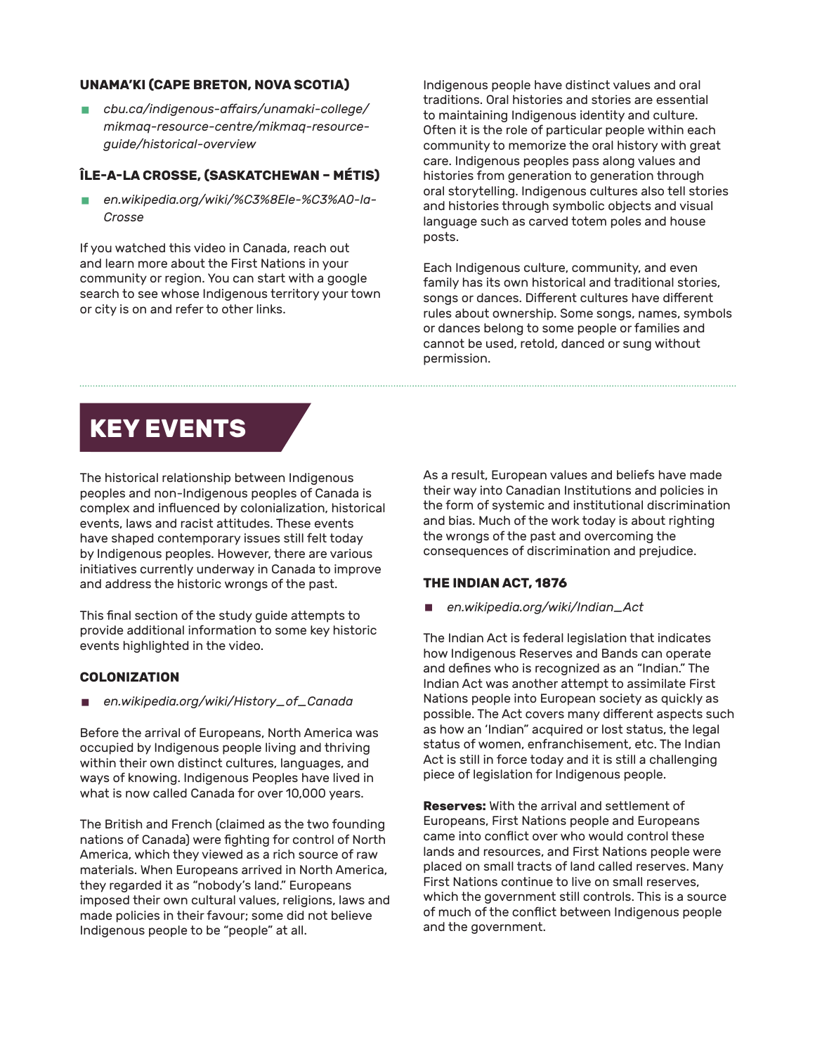### UNAMA'KI (CAPE BRETON, NOVA SCOTIA)

- *cbu.ca/indigenous-affairs/unamaki-college/mikmaq-resource-centre/mikmaq-resource-guide/historical-overview*

### ÎLE-A-LA CROSSE, (SASKATCHEWAN – MÉTIS)

- *en.wikipedia.org/wiki/%C3%8Ele-%C3%A0-la-Crosse*

If you watched this video in Canada, reach out and learn more about the First Nations in your community or region. You can start with a google search to see whose Indigenous territory your town or city is on and refer to other links.

Indigenous people have distinct values and oral traditions. Oral histories and stories are essential to maintaining Indigenous identity and culture. Often it is the role of particular people within each community to memorize the oral history with great care. Indigenous peoples pass along values and histories from generation to generation through oral storytelling. Indigenous cultures also tell stories and histories through symbolic objects and visual language such as carved totem poles and house posts.

Each Indigenous culture, community, and even family has its own historical and traditional stories, songs or dances. Different cultures have different rules about ownership. Some songs, names, symbols or dances belong to some people or families and cannot be used, retold, danced or sung without permission.

## KEY EVENTS

The historical relationship between Indigenous peoples and non-Indigenous peoples of Canada is complex and influenced by colonialization, historical events, laws and racist attitudes. These events have shaped contemporary issues still felt today by Indigenous peoples. However, there are various initiatives currently underway in Canada to improve and address the historic wrongs of the past.

This final section of the study guide attempts to provide additional information to some key historic events highlighted in the video.

### COLONIZATION

- *en.wikipedia.org/wiki/History_of_Canada*

Before the arrival of Europeans, North America was occupied by Indigenous people living and thriving within their own distinct cultures, languages, and ways of knowing. Indigenous Peoples have lived in what is now called Canada for over 10,000 years.

The British and French (claimed as the two founding nations of Canada) were fighting for control of North America, which they viewed as a rich source of raw materials. When Europeans arrived in North America, they regarded it as "nobody's land." Europeans imposed their own cultural values, religions, laws and made policies in their favour; some did not believe Indigenous people to be "people" at all.

As a result, European values and beliefs have made their way into Canadian Institutions and policies in the form of systemic and institutional discrimination and bias. Much of the work today is about righting the wrongs of the past and overcoming the consequences of discrimination and prejudice.

### THE INDIAN ACT, 1876

- *en.wikipedia.org/wiki/Indian_Act*

The Indian Act is federal legislation that indicates how Indigenous Reserves and Bands can operate and defines who is recognized as an "Indian." The Indian Act was another attempt to assimilate First Nations people into European society as quickly as possible. The Act covers many different aspects such as how an 'Indian" acquired or lost status, the legal status of women, enfranchisement, etc. The Indian Act is still in force today and it is still a challenging piece of legislation for Indigenous people.

**Reserves:** With the arrival and settlement of Europeans, First Nations people and Europeans came into conflict over who would control these lands and resources, and First Nations people were placed on small tracts of land called reserves. Many First Nations continue to live on small reserves, which the government still controls. This is a source of much of the conflict between Indigenous people and the government.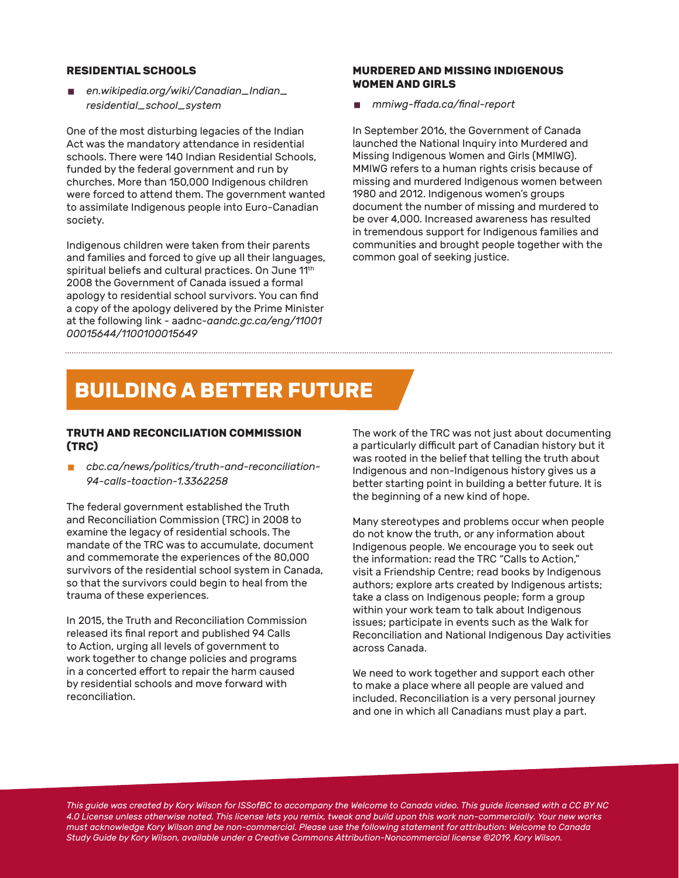### RESIDENTIAL SCHOOLS

- *en.wikipedia.org/wiki/Canadian_Indian_residential_school_system*

One of the most disturbing legacies of the Indian Act was the mandatory attendance in residential schools. There were 140 Indian Residential Schools, funded by the federal government and run by churches. More than 150,000 Indigenous children were forced to attend them. The government wanted to assimilate Indigenous people into Euro-Canadian society.

Indigenous children were taken from their parents and families and forced to give up all their languages, spiritual beliefs and cultural practices. On June 11th 2008 the Government of Canada issued a formal apology to residential school survivors. You can find a copy of the apology delivered by the Prime Minister at the following link - aadnc-*aandc.gc.ca/eng/1100100015644/1100100015649*

### MURDERED AND MISSING INDIGENOUS WOMEN AND GIRLS

- *mmiwg-ffada.ca/final-report*

In September 2016, the Government of Canada launched the National Inquiry into Murdered and Missing Indigenous Women and Girls (MMIWG). MMIWG refers to a human rights crisis because of missing and murdered Indigenous women between 1980 and 2012. Indigenous women's groups document the number of missing and murdered to be over 4,000. Increased awareness has resulted in tremendous support for Indigenous families and communities and brought people together with the common goal of seeking justice.

## BUILDING A BETTER FUTURE

### TRUTH AND RECONCILIATION COMMISSION (TRC)

- *cbc.ca/news/politics/truth-and-reconciliation-94-calls-toaction-1.3362258*

The federal government established the Truth and Reconciliation Commission (TRC) in 2008 to examine the legacy of residential schools. The mandate of the TRC was to accumulate, document and commemorate the experiences of the 80,000 survivors of the residential school system in Canada, so that the survivors could begin to heal from the trauma of these experiences.

In 2015, the Truth and Reconciliation Commission released its final report and published 94 Calls to Action, urging all levels of government to work together to change policies and programs in a concerted effort to repair the harm caused by residential schools and move forward with reconciliation.

The work of the TRC was not just about documenting a particularly difficult part of Canadian history but it was rooted in the belief that telling the truth about Indigenous and non-Indigenous history gives us a better starting point in building a better future. It is the beginning of a new kind of hope.

Many stereotypes and problems occur when people do not know the truth, or any information about Indigenous people. We encourage you to seek out the information: read the TRC "Calls to Action," visit a Friendship Centre; read books by Indigenous authors; explore arts created by Indigenous artists; take a class on Indigenous people; form a group within your work team to talk about Indigenous issues; participate in events such as the Walk for Reconciliation and National Indigenous Day activities across Canada.

We need to work together and support each other to make a place where all people are valued and included. Reconciliation is a very personal journey and one in which all Canadians must play a part.

*This guide was created by Kory Wilson for ISSofBC to accompany the Welcome to Canada video. This guide licensed with a CC BY NC 4.0 License unless otherwise noted. This license lets you remix, tweak and build upon this work non-commercially. Your new works must acknowledge Kory Wilson and be non-commercial. Please use the following statement for attribution: Welcome to Canada Study Guide by Kory Wilson, available under a Creative Commons Attribution-Noncommercial license ©2019, Kory Wilson.*